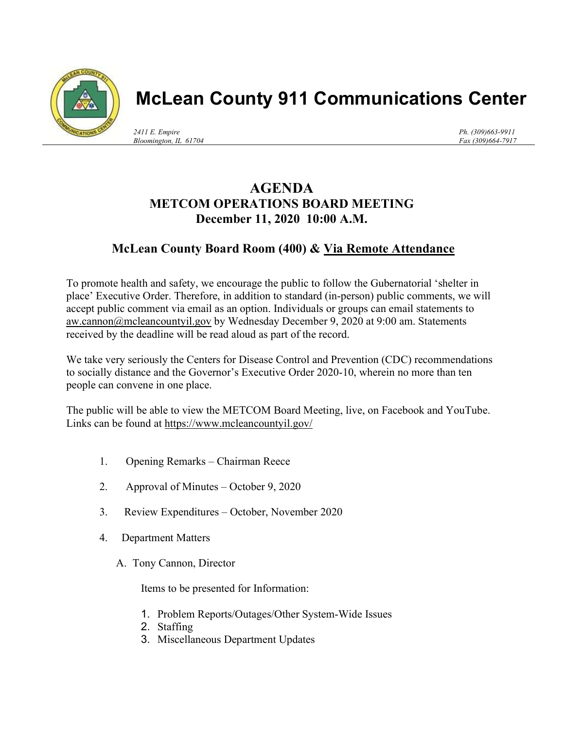# McLean County 911 Communications Center

*2411 E. Empire*
*Bloomington, IL 61704*

*Ph. (309)663-9911*
*Fax (309)664-7917*

## AGENDA
## METCOM OPERATIONS BOARD MEETING
## December 11, 2020 10:00 A.M.

### McLean County Board Room (400) & Via Remote Attendance

To promote health and safety, we encourage the public to follow the Gubernatorial 'shelter in place' Executive Order. Therefore, in addition to standard (in-person) public comments, we will accept public comment via email as an option. Individuals or groups can email statements to aw.cannon@mcleancountyil.gov by Wednesday December 9, 2020 at 9:00 am. Statements received by the deadline will be read aloud as part of the record.

We take very seriously the Centers for Disease Control and Prevention (CDC) recommendations to socially distance and the Governor's Executive Order 2020-10, wherein no more than ten people can convene in one place.

The public will be able to view the METCOM Board Meeting, live, on Facebook and YouTube. Links can be found at https://www.mcleancountyil.gov/

1. Opening Remarks – Chairman Reece
2. Approval of Minutes – October 9, 2020
3. Review Expenditures – October, November 2020
4. Department Matters

   A. Tony Cannon, Director

      Items to be presented for Information:

      1. Problem Reports/Outages/Other System-Wide Issues
      2. Staffing
      3. Miscellaneous Department Updates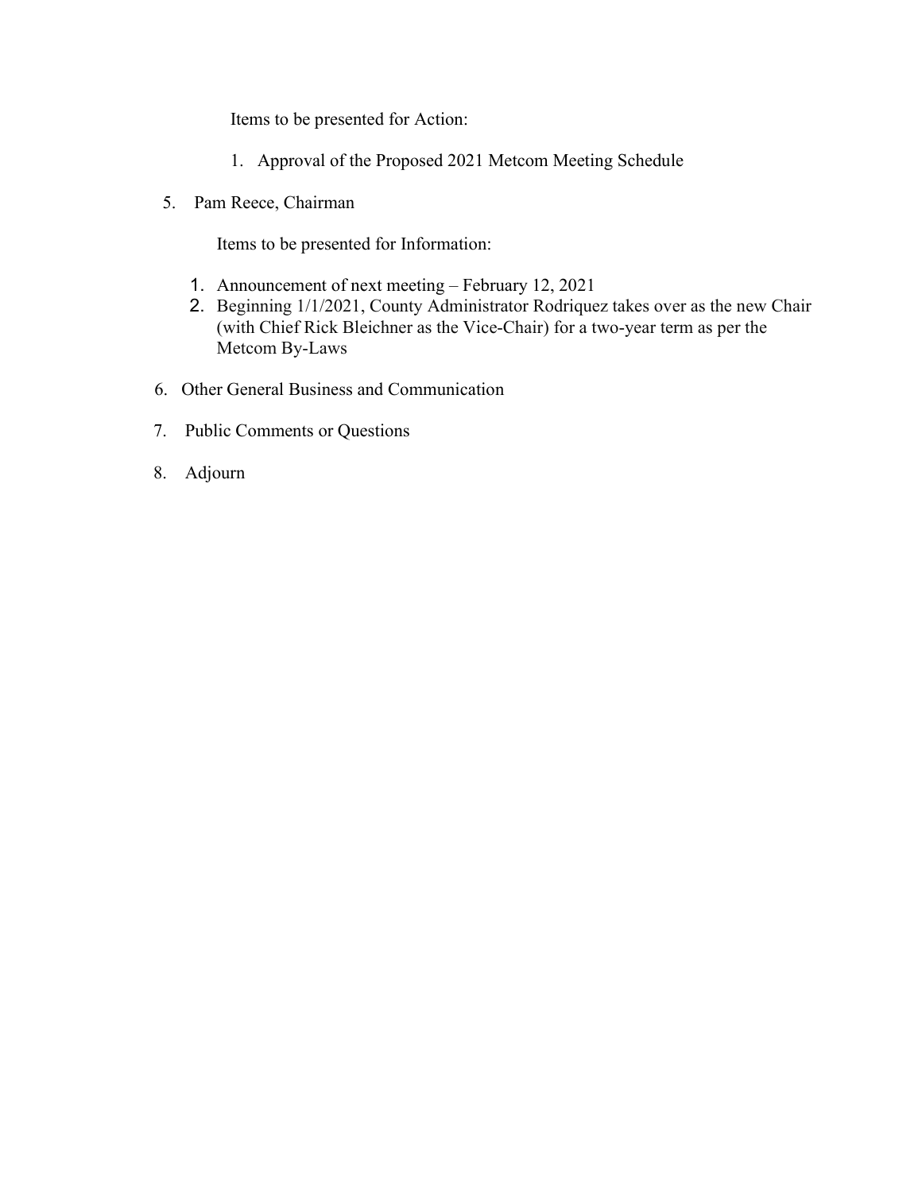Items to be presented for Action:

1. Approval of the Proposed 2021 Metcom Meeting Schedule

5. Pam Reece, Chairman

   Items to be presented for Information:

   1. Announcement of next meeting – February 12, 2021
   2. Beginning 1/1/2021, County Administrator Rodriquez takes over as the new Chair (with Chief Rick Bleichner as the Vice-Chair) for a two-year term as per the Metcom By-Laws

6. Other General Business and Communication

7. Public Comments or Questions

8. Adjourn